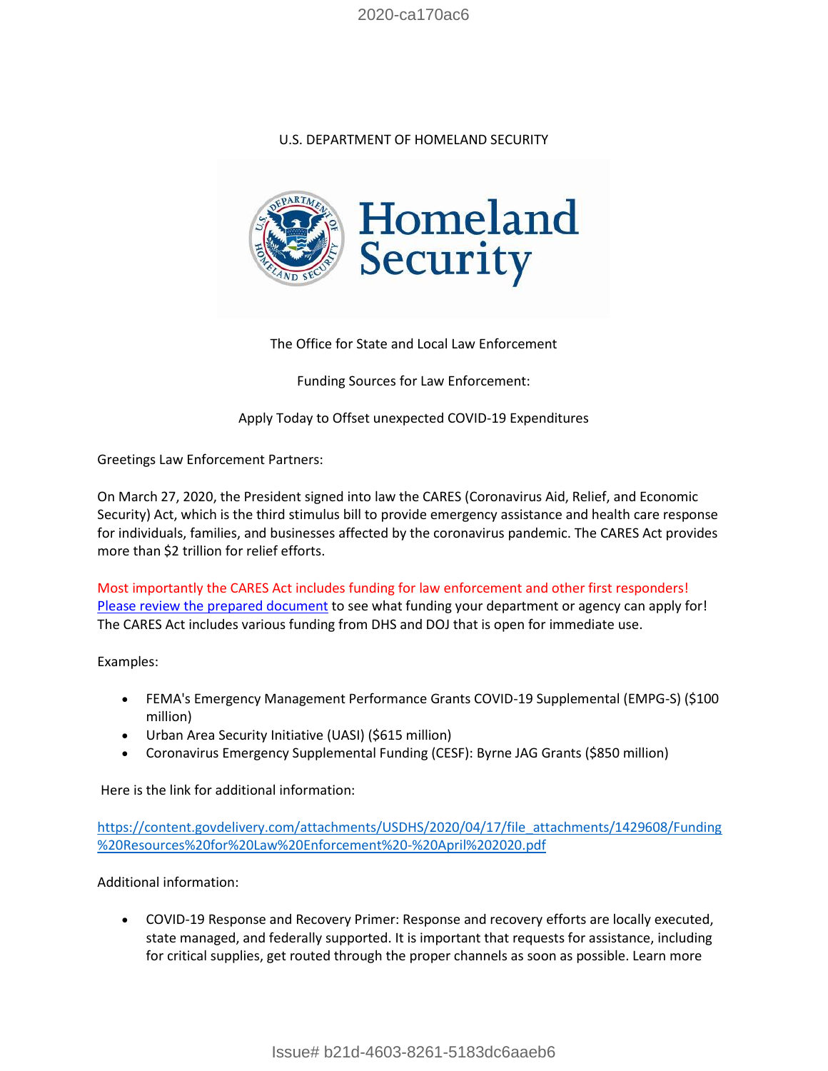U.S. DEPARTMENT OF HOMELAND SECURITY

Homeland Security

The Office for State and Local Law Enforcement

Funding Sources for Law Enforcement:

Apply Today to Offset unexpected COVID-19 Expenditures

Greetings Law Enforcement Partners:

On March 27, 2020, the President signed into law the CARES (Coronavirus Aid, Relief, and Economic Security) Act, which is the third stimulus bill to provide emergency assistance and health care response for individuals, families, and businesses affected by the coronavirus pandemic. The CARES Act provides more than $2 trillion for relief efforts.

Most importantly the CARES Act includes funding for law enforcement and other first responders! Please review the prepared document to see what funding your department or agency can apply for! The CARES Act includes various funding from DHS and DOJ that is open for immediate use.

Examples:

- FEMA's Emergency Management Performance Grants COVID-19 Supplemental (EMPG-S) ($100 million)
- Urban Area Security Initiative (UASI) ($615 million)
- Coronavirus Emergency Supplemental Funding (CESF): Byrne JAG Grants ($850 million)

Here is the link for additional information:

https://content.govdelivery.com/attachments/USDHS/2020/04/17/file_attachments/1429608/Funding%20Resources%20for%20Law%20Enforcement%20-%20April%202020.pdf

Additional information:

- COVID-19 Response and Recovery Primer: Response and recovery efforts are locally executed, state managed, and federally supported. It is important that requests for assistance, including for critical supplies, get routed through the proper channels as soon as possible. Learn more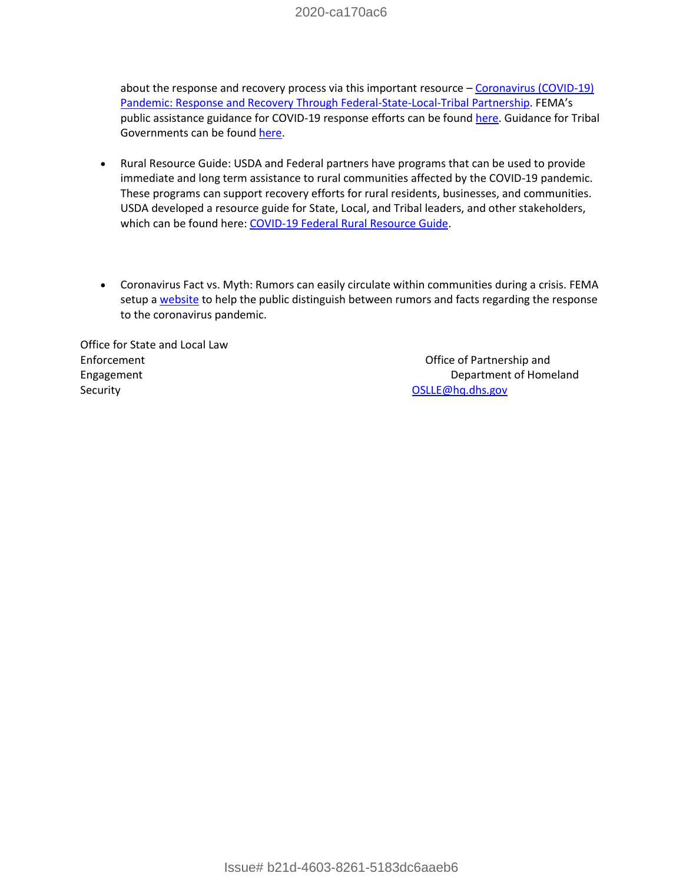about the response and recovery process via this important resource – Coronavirus (COVID-19) Pandemic: Response and Recovery Through Federal-State-Local-Tribal Partnership. FEMA's public assistance guidance for COVID-19 response efforts can be found here. Guidance for Tribal Governments can be found here.

- Rural Resource Guide: USDA and Federal partners have programs that can be used to provide immediate and long term assistance to rural communities affected by the COVID-19 pandemic. These programs can support recovery efforts for rural residents, businesses, and communities. USDA developed a resource guide for State, Local, and Tribal leaders, and other stakeholders, which can be found here: COVID-19 Federal Rural Resource Guide.

- Coronavirus Fact vs. Myth: Rumors can easily circulate within communities during a crisis. FEMA setup a website to help the public distinguish between rumors and facts regarding the response to the coronavirus pandemic.

Office for State and Local Law Enforcement
Office of Partnership and Engagement
Department of Homeland Security
OSLLE@hq.dhs.gov